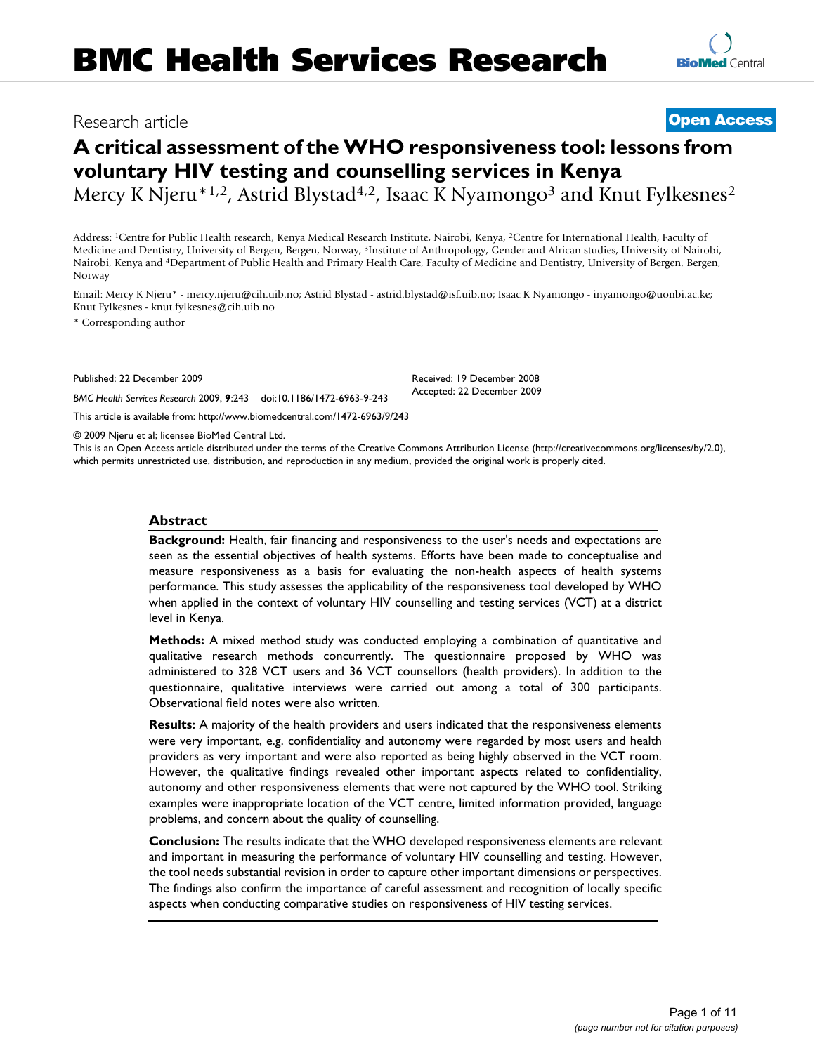BMC Health Services Research

Research article

**Open Access**

# A critical assessment of the WHO responsiveness tool: lessons from voluntary HIV testing and counselling services in Kenya

Mercy K Njeru*[1,2], Astrid Blystad[4,2], Isaac K Nyamongo[3] and Knut Fylkesnes[2]

Address: [1]Centre for Public Health research, Kenya Medical Research Institute, Nairobi, Kenya, [2]Centre for International Health, Faculty of Medicine and Dentistry, University of Bergen, Bergen, Norway, [3]Institute of Anthropology, Gender and African studies, University of Nairobi, Nairobi, Kenya and [4]Department of Public Health and Primary Health Care, Faculty of Medicine and Dentistry, University of Bergen, Bergen, Norway

Email: Mercy K Njeru* - mercy.njeru@cih.uib.no; Astrid Blystad - astrid.blystad@isf.uib.no; Isaac K Nyamongo - inyamongo@uonbi.ac.ke; Knut Fylkesnes - knut.fylkesnes@cih.uib.no

* Corresponding author

Published: 22 December 2009

Received: 19 December 2008
Accepted: 22 December 2009

*BMC Health Services Research* 2009, **9**:243 doi:10.1186/1472-6963-9-243

This article is available from: http://www.biomedcentral.com/1472-6963/9/243

© 2009 Njeru et al; licensee BioMed Central Ltd.

This is an Open Access article distributed under the terms of the Creative Commons Attribution License (http://creativecommons.org/licenses/by/2.0), which permits unrestricted use, distribution, and reproduction in any medium, provided the original work is properly cited.

## Abstract

**Background:** Health, fair financing and responsiveness to the user's needs and expectations are seen as the essential objectives of health systems. Efforts have been made to conceptualise and measure responsiveness as a basis for evaluating the non-health aspects of health systems performance. This study assesses the applicability of the responsiveness tool developed by WHO when applied in the context of voluntary HIV counselling and testing services (VCT) at a district level in Kenya.

**Methods:** A mixed method study was conducted employing a combination of quantitative and qualitative research methods concurrently. The questionnaire proposed by WHO was administered to 328 VCT users and 36 VCT counsellors (health providers). In addition to the questionnaire, qualitative interviews were carried out among a total of 300 participants. Observational field notes were also written.

**Results:** A majority of the health providers and users indicated that the responsiveness elements were very important, e.g. confidentiality and autonomy were regarded by most users and health providers as very important and were also reported as being highly observed in the VCT room. However, the qualitative findings revealed other important aspects related to confidentiality, autonomy and other responsiveness elements that were not captured by the WHO tool. Striking examples were inappropriate location of the VCT centre, limited information provided, language problems, and concern about the quality of counselling.

**Conclusion:** The results indicate that the WHO developed responsiveness elements are relevant and important in measuring the performance of voluntary HIV counselling and testing. However, the tool needs substantial revision in order to capture other important dimensions or perspectives. The findings also confirm the importance of careful assessment and recognition of locally specific aspects when conducting comparative studies on responsiveness of HIV testing services.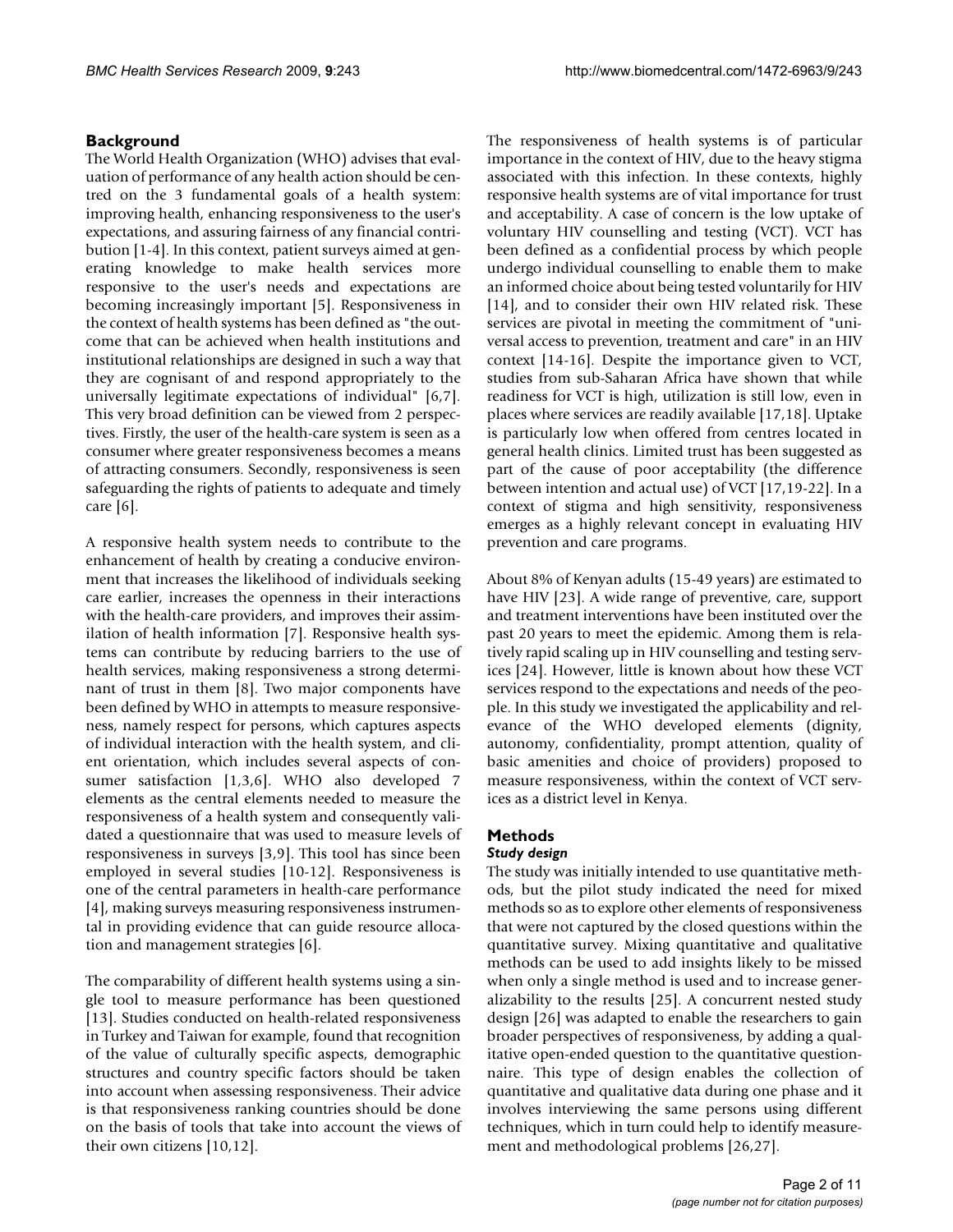## Background

The World Health Organization (WHO) advises that evaluation of performance of any health action should be centred on the 3 fundamental goals of a health system: improving health, enhancing responsiveness to the user's expectations, and assuring fairness of any financial contribution [1-4]. In this context, patient surveys aimed at generating knowledge to make health services more responsive to the user's needs and expectations are becoming increasingly important [5]. Responsiveness in the context of health systems has been defined as "the outcome that can be achieved when health institutions and institutional relationships are designed in such a way that they are cognisant of and respond appropriately to the universally legitimate expectations of individual" [6,7]. This very broad definition can be viewed from 2 perspectives. Firstly, the user of the health-care system is seen as a consumer where greater responsiveness becomes a means of attracting consumers. Secondly, responsiveness is seen safeguarding the rights of patients to adequate and timely care [6].

A responsive health system needs to contribute to the enhancement of health by creating a conducive environment that increases the likelihood of individuals seeking care earlier, increases the openness in their interactions with the health-care providers, and improves their assimilation of health information [7]. Responsive health systems can contribute by reducing barriers to the use of health services, making responsiveness a strong determinant of trust in them [8]. Two major components have been defined by WHO in attempts to measure responsiveness, namely respect for persons, which captures aspects of individual interaction with the health system, and client orientation, which includes several aspects of consumer satisfaction [1,3,6]. WHO also developed 7 elements as the central elements needed to measure the responsiveness of a health system and consequently validated a questionnaire that was used to measure levels of responsiveness in surveys [3,9]. This tool has since been employed in several studies [10-12]. Responsiveness is one of the central parameters in health-care performance [4], making surveys measuring responsiveness instrumental in providing evidence that can guide resource allocation and management strategies [6].

The comparability of different health systems using a single tool to measure performance has been questioned [13]. Studies conducted on health-related responsiveness in Turkey and Taiwan for example, found that recognition of the value of culturally specific aspects, demographic structures and country specific factors should be taken into account when assessing responsiveness. Their advice is that responsiveness ranking countries should be done on the basis of tools that take into account the views of their own citizens [10,12].

The responsiveness of health systems is of particular importance in the context of HIV, due to the heavy stigma associated with this infection. In these contexts, highly responsive health systems are of vital importance for trust and acceptability. A case of concern is the low uptake of voluntary HIV counselling and testing (VCT). VCT has been defined as a confidential process by which people undergo individual counselling to enable them to make an informed choice about being tested voluntarily for HIV [14], and to consider their own HIV related risk. These services are pivotal in meeting the commitment of "universal access to prevention, treatment and care" in an HIV context [14-16]. Despite the importance given to VCT, studies from sub-Saharan Africa have shown that while readiness for VCT is high, utilization is still low, even in places where services are readily available [17,18]. Uptake is particularly low when offered from centres located in general health clinics. Limited trust has been suggested as part of the cause of poor acceptability (the difference between intention and actual use) of VCT [17,19-22]. In a context of stigma and high sensitivity, responsiveness emerges as a highly relevant concept in evaluating HIV prevention and care programs.

About 8% of Kenyan adults (15-49 years) are estimated to have HIV [23]. A wide range of preventive, care, support and treatment interventions have been instituted over the past 20 years to meet the epidemic. Among them is relatively rapid scaling up in HIV counselling and testing services [24]. However, little is known about how these VCT services respond to the expectations and needs of the people. In this study we investigated the applicability and relevance of the WHO developed elements (dignity, autonomy, confidentiality, prompt attention, quality of basic amenities and choice of providers) proposed to measure responsiveness, within the context of VCT services as a district level in Kenya.

## Methods

### *Study design*

The study was initially intended to use quantitative methods, but the pilot study indicated the need for mixed methods so as to explore other elements of responsiveness that were not captured by the closed questions within the quantitative survey. Mixing quantitative and qualitative methods can be used to add insights likely to be missed when only a single method is used and to increase generalizability to the results [25]. A concurrent nested study design [26] was adapted to enable the researchers to gain broader perspectives of responsiveness, by adding a qualitative open-ended question to the quantitative questionnaire. This type of design enables the collection of quantitative and qualitative data during one phase and it involves interviewing the same persons using different techniques, which in turn could help to identify measurement and methodological problems [26,27].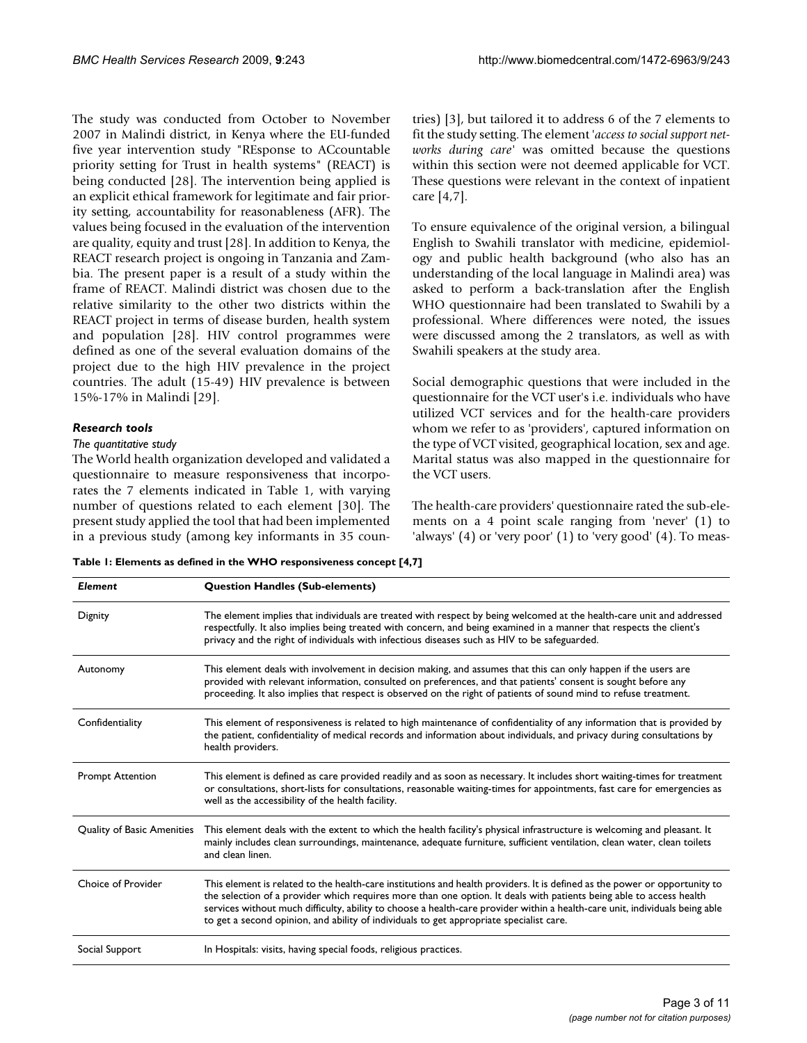The study was conducted from October to November 2007 in Malindi district, in Kenya where the EU-funded five year intervention study "REsponse to ACcountable priority setting for Trust in health systems" (REACT) is being conducted [28]. The intervention being applied is an explicit ethical framework for legitimate and fair priority setting, accountability for reasonableness (AFR). The values being focused in the evaluation of the intervention are quality, equity and trust [28]. In addition to Kenya, the REACT research project is ongoing in Tanzania and Zambia. The present paper is a result of a study within the frame of REACT. Malindi district was chosen due to the relative similarity to the other two districts within the REACT project in terms of disease burden, health system and population [28]. HIV control programmes were defined as one of the several evaluation domains of the project due to the high HIV prevalence in the project countries. The adult (15-49) HIV prevalence is between 15%-17% in Malindi [29].

### *Research tools*

#### *The quantitative study*

The World health organization developed and validated a questionnaire to measure responsiveness that incorporates the 7 elements indicated in Table 1, with varying number of questions related to each element [30]. The present study applied the tool that had been implemented in a previous study (among key informants in 35 countries) [3], but tailored it to address 6 of the 7 elements to fit the study setting. The element '*access to social support networks during care*' was omitted because the questions within this section were not deemed applicable for VCT. These questions were relevant in the context of inpatient care [4,7].

To ensure equivalence of the original version, a bilingual English to Swahili translator with medicine, epidemiology and public health background (who also has an understanding of the local language in Malindi area) was asked to perform a back-translation after the English WHO questionnaire had been translated to Swahili by a professional. Where differences were noted, the issues were discussed among the 2 translators, as well as with Swahili speakers at the study area.

Social demographic questions that were included in the questionnaire for the VCT user's i.e. individuals who have utilized VCT services and for the health-care providers whom we refer to as 'providers', captured information on the type of VCT visited, geographical location, sex and age. Marital status was also mapped in the questionnaire for the VCT users.

The health-care providers' questionnaire rated the sub-elements on a 4 point scale ranging from 'never' (1) to 'always' (4) or 'very poor' (1) to 'very good' (4). To meas-

**Table 1: Elements as defined in the WHO responsiveness concept [4,7]**

| *Element* | **Question Handles (Sub-elements)** |
|---|---|
| Dignity | The element implies that individuals are treated with respect by being welcomed at the health-care unit and addressed respectfully. It also implies being treated with concern, and being examined in a manner that respects the client's privacy and the right of individuals with infectious diseases such as HIV to be safeguarded. |
| Autonomy | This element deals with involvement in decision making, and assumes that this can only happen if the users are provided with relevant information, consulted on preferences, and that patients' consent is sought before any proceeding. It also implies that respect is observed on the right of patients of sound mind to refuse treatment. |
| Confidentiality | This element of responsiveness is related to high maintenance of confidentiality of any information that is provided by the patient, confidentiality of medical records and information about individuals, and privacy during consultations by health providers. |
| Prompt Attention | This element is defined as care provided readily and as soon as necessary. It includes short waiting-times for treatment or consultations, short-lists for consultations, reasonable waiting-times for appointments, fast care for emergencies as well as the accessibility of the health facility. |
| Quality of Basic Amenities | This element deals with the extent to which the health facility's physical infrastructure is welcoming and pleasant. It mainly includes clean surroundings, maintenance, adequate furniture, sufficient ventilation, clean water, clean toilets and clean linen. |
| Choice of Provider | This element is related to the health-care institutions and health providers. It is defined as the power or opportunity to the selection of a provider which requires more than one option. It deals with patients being able to access health services without much difficulty, ability to choose a health-care provider within a health-care unit, individuals being able to get a second opinion, and ability of individuals to get appropriate specialist care. |
| Social Support | In Hospitals: visits, having special foods, religious practices. |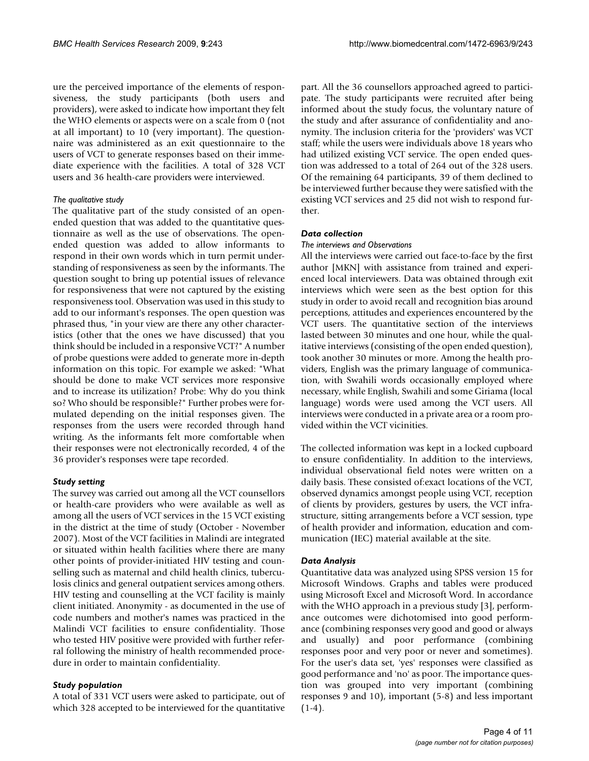ure the perceived importance of the elements of responsiveness, the study participants (both users and providers), were asked to indicate how important they felt the WHO elements or aspects were on a scale from 0 (not at all important) to 10 (very important). The questionnaire was administered as an exit questionnaire to the users of VCT to generate responses based on their immediate experience with the facilities. A total of 328 VCT users and 36 health-care providers were interviewed.

#### *The qualitative study*

The qualitative part of the study consisted of an open-ended question that was added to the quantitative questionnaire as well as the use of observations. The open-ended question was added to allow informants to respond in their own words which in turn permit understanding of responsiveness as seen by the informants. The question sought to bring up potential issues of relevance for responsiveness that were not captured by the existing responsiveness tool. Observation was used in this study to add to our informant's responses. The open question was phrased thus, "in your view are there any other characteristics (other that the ones we have discussed) that you think should be included in a responsive VCT?" A number of probe questions were added to generate more in-depth information on this topic. For example we asked: "What should be done to make VCT services more responsive and to increase its utilization? Probe: Why do you think so? Who should be responsible?" Further probes were formulated depending on the initial responses given. The responses from the users were recorded through hand writing. As the informants felt more comfortable when their responses were not electronically recorded, 4 of the 36 provider's responses were tape recorded.

### *Study setting*

The survey was carried out among all the VCT counsellors or health-care providers who were available as well as among all the users of VCT services in the 15 VCT existing in the district at the time of study (October - November 2007). Most of the VCT facilities in Malindi are integrated or situated within health facilities where there are many other points of provider-initiated HIV testing and counselling such as maternal and child health clinics, tuberculosis clinics and general outpatient services among others. HIV testing and counselling at the VCT facility is mainly client initiated. Anonymity - as documented in the use of code numbers and mother's names was practiced in the Malindi VCT facilities to ensure confidentiality. Those who tested HIV positive were provided with further referral following the ministry of health recommended procedure in order to maintain confidentiality.

### *Study population*

A total of 331 VCT users were asked to participate, out of which 328 accepted to be interviewed for the quantitative part. All the 36 counsellors approached agreed to participate. The study participants were recruited after being informed about the study focus, the voluntary nature of the study and after assurance of confidentiality and anonymity. The inclusion criteria for the 'providers' was VCT staff; while the users were individuals above 18 years who had utilized existing VCT service. The open ended question was addressed to a total of 264 out of the 328 users. Of the remaining 64 participants, 39 of them declined to be interviewed further because they were satisfied with the existing VCT services and 25 did not wish to respond further.

### *Data collection*

#### *The interviews and Observations*

All the interviews were carried out face-to-face by the first author [MKN] with assistance from trained and experienced local interviewers. Data was obtained through exit interviews which were seen as the best option for this study in order to avoid recall and recognition bias around perceptions, attitudes and experiences encountered by the VCT users. The quantitative section of the interviews lasted between 30 minutes and one hour, while the qualitative interviews (consisting of the open ended question), took another 30 minutes or more. Among the health providers, English was the primary language of communication, with Swahili words occasionally employed where necessary, while English, Swahili and some Giriama (local language) words were used among the VCT users. All interviews were conducted in a private area or a room provided within the VCT vicinities.

The collected information was kept in a locked cupboard to ensure confidentiality. In addition to the interviews, individual observational field notes were written on a daily basis. These consisted of:exact locations of the VCT, observed dynamics amongst people using VCT, reception of clients by providers, gestures by users, the VCT infrastructure, sitting arrangements before a VCT session, type of health provider and information, education and communication (IEC) material available at the site.

### *Data Analysis*

Quantitative data was analyzed using SPSS version 15 for Microsoft Windows. Graphs and tables were produced using Microsoft Excel and Microsoft Word. In accordance with the WHO approach in a previous study [3], performance outcomes were dichotomised into good performance (combining responses very good and good or always and usually) and poor performance (combining responses poor and very poor or never and sometimes). For the user's data set, 'yes' responses were classified as good performance and 'no' as poor. The importance question was grouped into very important (combining responses 9 and 10), important (5-8) and less important (1-4).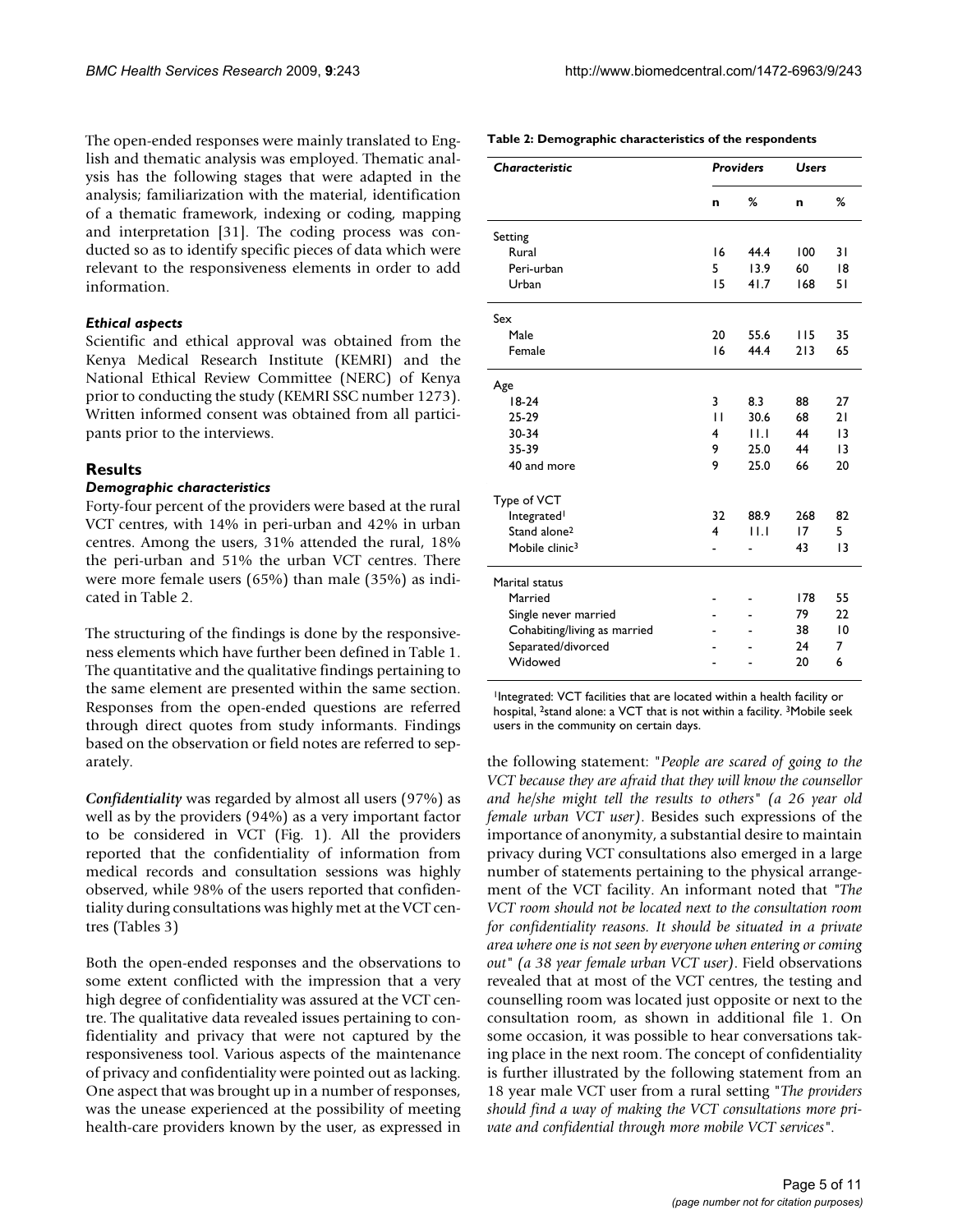The open-ended responses were mainly translated to English and thematic analysis was employed. Thematic analysis has the following stages that were adapted in the analysis; familiarization with the material, identification of a thematic framework, indexing or coding, mapping and interpretation [31]. The coding process was conducted so as to identify specific pieces of data which were relevant to the responsiveness elements in order to add information.

### *Ethical aspects*

Scientific and ethical approval was obtained from the Kenya Medical Research Institute (KEMRI) and the National Ethical Review Committee (NERC) of Kenya prior to conducting the study (KEMRI SSC number 1273). Written informed consent was obtained from all participants prior to the interviews.

## Results

### *Demographic characteristics*

Forty-four percent of the providers were based at the rural VCT centres, with 14% in peri-urban and 42% in urban centres. Among the users, 31% attended the rural, 18% the peri-urban and 51% the urban VCT centres. There were more female users (65%) than male (35%) as indicated in Table 2.

**Table 2: Demographic characteristics of the respondents**

| *Characteristic* | *Providers* | | *Users* | |
|---|---|---|---|---|
| | n | % | n | % |
| Setting | | | | |
| Rural | 16 | 44.4 | 100 | 31 |
| Peri-urban | 5 | 13.9 | 60 | 18 |
| Urban | 15 | 41.7 | 168 | 51 |
| Sex | | | | |
| Male | 20 | 55.6 | 115 | 35 |
| Female | 16 | 44.4 | 213 | 65 |
| Age | | | | |
| 18-24 | 3 | 8.3 | 88 | 27 |
| 25-29 | 11 | 30.6 | 68 | 21 |
| 30-34 | 4 | 11.1 | 44 | 13 |
| 35-39 | 9 | 25.0 | 44 | 13 |
| 40 and more | 9 | 25.0 | 66 | 20 |
| Type of VCT | | | | |
| Integrated[1] | 32 | 88.9 | 268 | 82 |
| Stand alone[2] | 4 | 11.1 | 17 | 5 |
| Mobile clinic[3] | - | - | 43 | 13 |
| Marital status | | | | |
| Married | - | - | 178 | 55 |
| Single never married | - | - | 79 | 22 |
| Cohabiting/living as married | - | - | 38 | 10 |
| Separated/divorced | - | - | 24 | 7 |
| Widowed | - | - | 20 | 6 |

[1]Integrated: VCT facilities that are located within a health facility or hospital, [2]stand alone: a VCT that is not within a facility. [3]Mobile seek users in the community on certain days.

The structuring of the findings is done by the responsiveness elements which have further been defined in Table 1. The quantitative and the qualitative findings pertaining to the same element are presented within the same section. Responses from the open-ended questions are referred through direct quotes from study informants. Findings based on the observation or field notes are referred to separately.

***Confidentiality*** was regarded by almost all users (97%) as well as by the providers (94%) as a very important factor to be considered in VCT (Fig. 1). All the providers reported that the confidentiality of information from medical records and consultation sessions was highly observed, while 98% of the users reported that confidentiality during consultations was highly met at the VCT centres (Tables 3)

Both the open-ended responses and the observations to some extent conflicted with the impression that a very high degree of confidentiality was assured at the VCT centre. The qualitative data revealed issues pertaining to confidentiality and privacy that were not captured by the responsiveness tool. Various aspects of the maintenance of privacy and confidentiality were pointed out as lacking. One aspect that was brought up in a number of responses, was the unease experienced at the possibility of meeting health-care providers known by the user, as expressed in the following statement: "*People are scared of going to the VCT because they are afraid that they will know the counsellor and he/she might tell the results to others" (a 26 year old female urban VCT user)*. Besides such expressions of the importance of anonymity, a substantial desire to maintain privacy during VCT consultations also emerged in a large number of statements pertaining to the physical arrangement of the VCT facility. An informant noted that *"The VCT room should not be located next to the consultation room for confidentiality reasons. It should be situated in a private area where one is not seen by everyone when entering or coming out" (a 38 year female urban VCT user)*. Field observations revealed that at most of the VCT centres, the testing and counselling room was located just opposite or next to the consultation room, as shown in additional file 1. On some occasion, it was possible to hear conversations taking place in the next room. The concept of confidentiality is further illustrated by the following statement from an 18 year male VCT user from a rural setting "*The providers should find a way of making the VCT consultations more private and confidential through more mobile VCT services"*.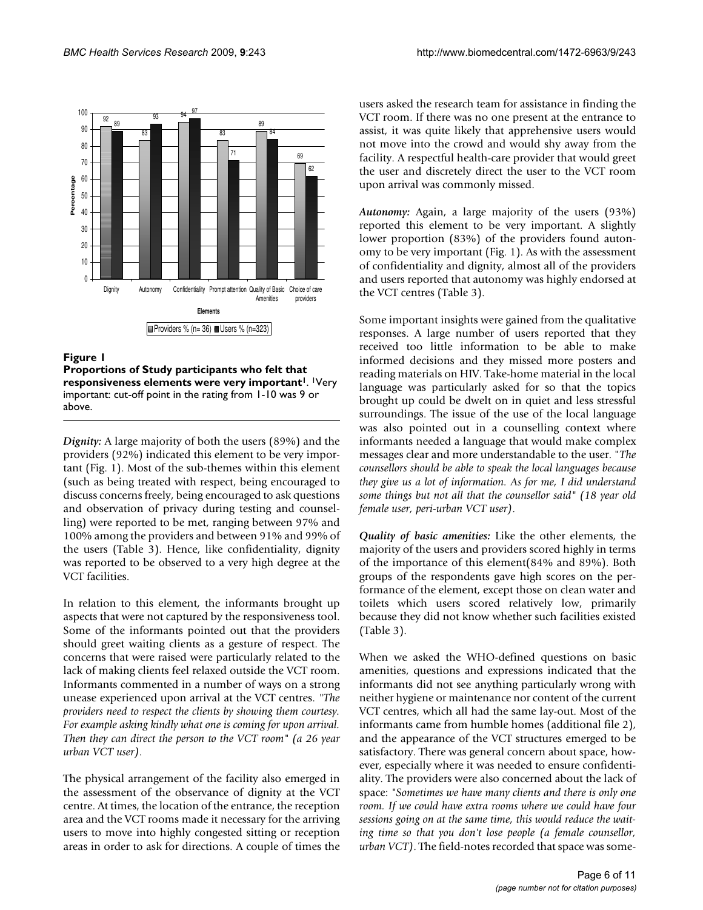**Figure 1**

**Proportions of Study participants who felt that responsiveness elements were very important[1].** [1]Very important: cut-off point in the rating from 1-10 was 9 or above.

***Dignity:*** A large majority of both the users (89%) and the providers (92%) indicated this element to be very important (Fig. 1). Most of the sub-themes within this element (such as being treated with respect, being encouraged to discuss concerns freely, being encouraged to ask questions and observation of privacy during testing and counselling) were reported to be met, ranging between 97% and 100% among the providers and between 91% and 99% of the users (Table 3). Hence, like confidentiality, dignity was reported to be observed to a very high degree at the VCT facilities.

In relation to this element, the informants brought up aspects that were not captured by the responsiveness tool. Some of the informants pointed out that the providers should greet waiting clients as a gesture of respect. The concerns that were raised were particularly related to the lack of making clients feel relaxed outside the VCT room. Informants commented in a number of ways on a strong unease experienced upon arrival at the VCT centres. *"The providers need to respect the clients by showing them courtesy. For example asking kindly what one is coming for upon arrival. Then they can direct the person to the VCT room" (a 26 year urban VCT user)*.

The physical arrangement of the facility also emerged in the assessment of the observance of dignity at the VCT centre. At times, the location of the entrance, the reception area and the VCT rooms made it necessary for the arriving users to move into highly congested sitting or reception areas in order to ask for directions. A couple of times the users asked the research team for assistance in finding the VCT room. If there was no one present at the entrance to assist, it was quite likely that apprehensive users would not move into the crowd and would shy away from the facility. A respectful health-care provider that would greet the user and discretely direct the user to the VCT room upon arrival was commonly missed.

***Autonomy:*** Again, a large majority of the users (93%) reported this element to be very important. A slightly lower proportion (83%) of the providers found autonomy to be very important (Fig. 1). As with the assessment of confidentiality and dignity, almost all of the providers and users reported that autonomy was highly endorsed at the VCT centres (Table 3).

Some important insights were gained from the qualitative responses. A large number of users reported that they received too little information to be able to make informed decisions and they missed more posters and reading materials on HIV. Take-home material in the local language was particularly asked for so that the topics brought up could be dwelt on in quiet and less stressful surroundings. The issue of the use of the local language was also pointed out in a counselling context where informants needed a language that would make complex messages clear and more understandable to the user. *"The counsellors should be able to speak the local languages because they give us a lot of information. As for me, I did understand some things but not all that the counsellor said" (18 year old female user, peri-urban VCT user)*.

***Quality of basic amenities:*** Like the other elements, the majority of the users and providers scored highly in terms of the importance of this element(84% and 89%). Both groups of the respondents gave high scores on the performance of the element, except those on clean water and toilets which users scored relatively low, primarily because they did not know whether such facilities existed (Table 3).

When we asked the WHO-defined questions on basic amenities, questions and expressions indicated that the informants did not see anything particularly wrong with neither hygiene or maintenance nor content of the current VCT centres, which all had the same lay-out. Most of the informants came from humble homes (additional file 2), and the appearance of the VCT structures emerged to be satisfactory. There was general concern about space, however, especially where it was needed to ensure confidentiality. The providers were also concerned about the lack of space: *"Sometimes we have many clients and there is only one room. If we could have extra rooms where we could have four sessions going on at the same time, this would reduce the waiting time so that you don't lose people (a female counsellor, urban VCT)*. The field-notes recorded that space was some-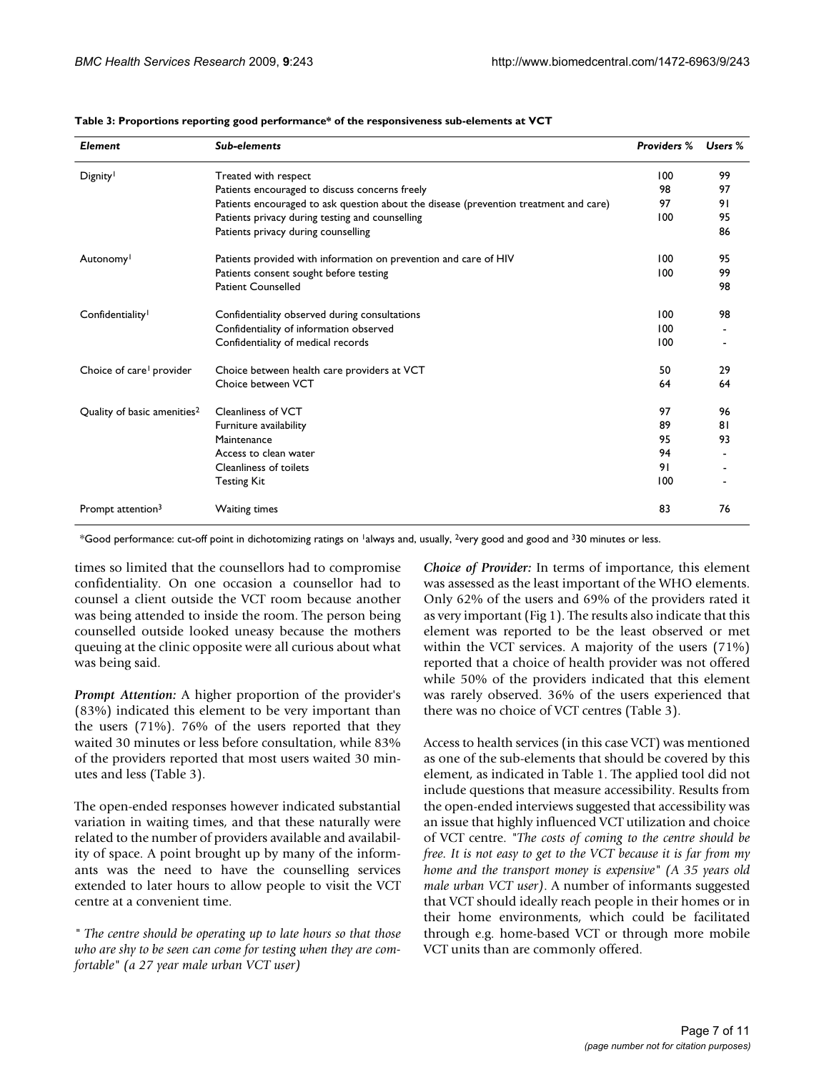**Table 3: Proportions reporting good performance* of the responsiveness sub-elements at VCT**

| *Element* | *Sub-elements* | *Providers %* | *Users %* |
| --- | --- | --- | --- |
| Dignity[1] | Treated with respect | 100 | 99 |
| | Patients encouraged to discuss concerns freely | 98 | 97 |
| | Patients encouraged to ask question about the disease (prevention treatment and care) | 97 | 91 |
| | Patients privacy during testing and counselling | 100 | 95 |
| | Patients privacy during counselling | | 86 |
| Autonomy[1] | Patients provided with information on prevention and care of HIV | 100 | 95 |
| | Patients consent sought before testing | 100 | 99 |
| | Patient Counselled | | 98 |
| Confidentiality[1] | Confidentiality observed during consultations | 100 | 98 |
| | Confidentiality of information observed | 100 | - |
| | Confidentiality of medical records | 100 | - |
| Choice of care[1] provider | Choice between health care providers at VCT | 50 | 29 |
| | Choice between VCT | 64 | 64 |
| Quality of basic amenities[2] | Cleanliness of VCT | 97 | 96 |
| | Furniture availability | 89 | 81 |
| | Maintenance | 95 | 93 |
| | Access to clean water | 94 | - |
| | Cleanliness of toilets | 91 | - |
| | Testing Kit | 100 | - |
| Prompt attention[3] | Waiting times | 83 | 76 |

*Good performance: cut-off point in dichotomizing ratings on [1]always and, usually, [2]very good and good and [3]30 minutes or less.

times so limited that the counsellors had to compromise confidentiality. On one occasion a counsellor had to counsel a client outside the VCT room because another was being attended to inside the room. The person being counselled outside looked uneasy because the mothers queuing at the clinic opposite were all curious about what was being said.

***Prompt Attention:*** A higher proportion of the provider's (83%) indicated this element to be very important than the users (71%). 76% of the users reported that they waited 30 minutes or less before consultation, while 83% of the providers reported that most users waited 30 minutes and less (Table 3).

The open-ended responses however indicated substantial variation in waiting times, and that these naturally were related to the number of providers available and availability of space. A point brought up by many of the informants was the need to have the counselling services extended to later hours to allow people to visit the VCT centre at a convenient time.

*" The centre should be operating up to late hours so that those who are shy to be seen can come for testing when they are comfortable" (a 27 year male urban VCT user)*

***Choice of Provider:*** In terms of importance, this element was assessed as the least important of the WHO elements. Only 62% of the users and 69% of the providers rated it as very important (Fig 1). The results also indicate that this element was reported to be the least observed or met within the VCT services. A majority of the users (71%) reported that a choice of health provider was not offered while 50% of the providers indicated that this element was rarely observed. 36% of the users experienced that there was no choice of VCT centres (Table 3).

Access to health services (in this case VCT) was mentioned as one of the sub-elements that should be covered by this element, as indicated in Table 1. The applied tool did not include questions that measure accessibility. Results from the open-ended interviews suggested that accessibility was an issue that highly influenced VCT utilization and choice of VCT centre. *"The costs of coming to the centre should be free. It is not easy to get to the VCT because it is far from my home and the transport money is expensive" (A 35 years old male urban VCT user)*. A number of informants suggested that VCT should ideally reach people in their homes or in their home environments, which could be facilitated through e.g. home-based VCT or through more mobile VCT units than are commonly offered.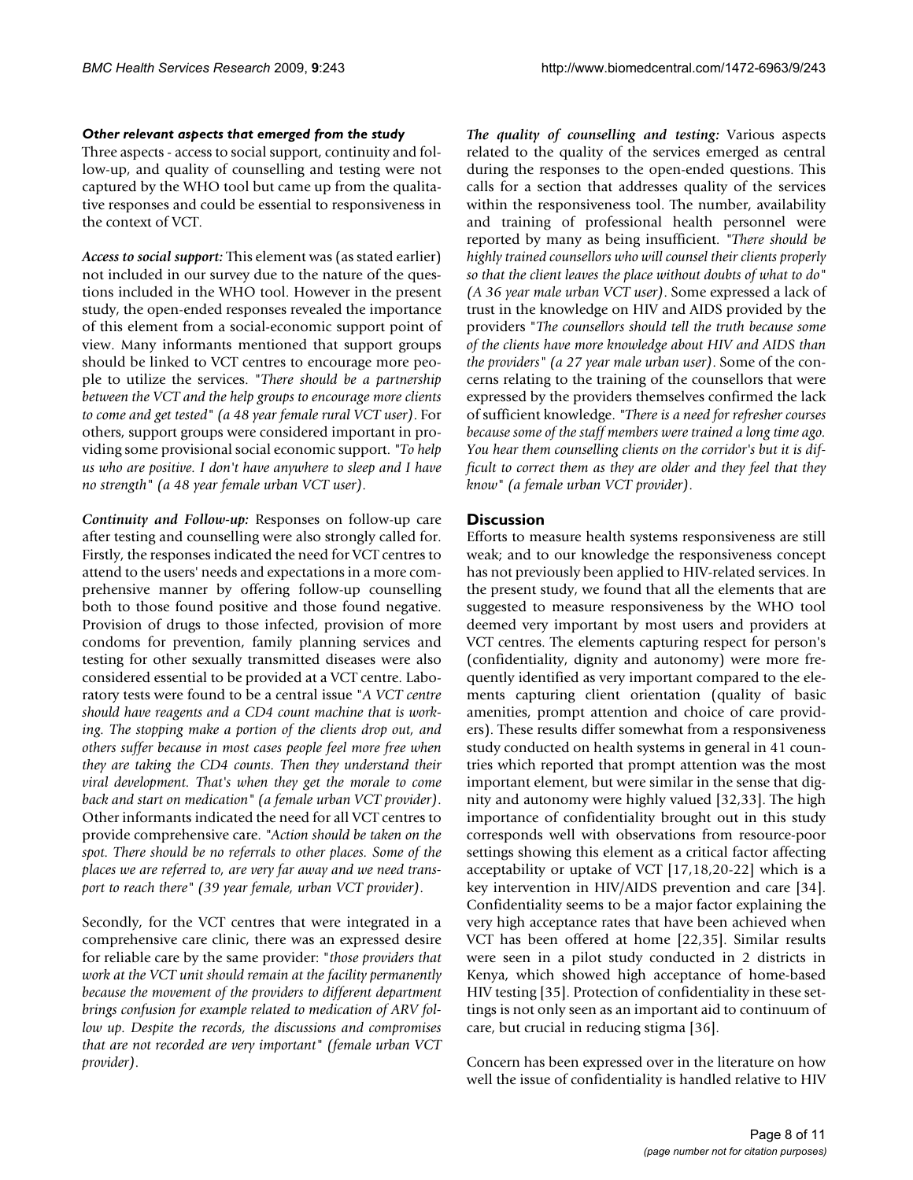#### *Other relevant aspects that emerged from the study*

Three aspects - access to social support, continuity and follow-up, and quality of counselling and testing were not captured by the WHO tool but came up from the qualitative responses and could be essential to responsiveness in the context of VCT.

***Access to social support:*** This element was (as stated earlier) not included in our survey due to the nature of the questions included in the WHO tool. However in the present study, the open-ended responses revealed the importance of this element from a social-economic support point of view. Many informants mentioned that support groups should be linked to VCT centres to encourage more people to utilize the services. *"There should be a partnership between the VCT and the help groups to encourage more clients to come and get tested" (a 48 year female rural VCT user)*. For others, support groups were considered important in providing some provisional social economic support. *"To help us who are positive. I don't have anywhere to sleep and I have no strength" (a 48 year female urban VCT user)*.

***Continuity and Follow-up:*** Responses on follow-up care after testing and counselling were also strongly called for. Firstly, the responses indicated the need for VCT centres to attend to the users' needs and expectations in a more comprehensive manner by offering follow-up counselling both to those found positive and those found negative. Provision of drugs to those infected, provision of more condoms for prevention, family planning services and testing for other sexually transmitted diseases were also considered essential to be provided at a VCT centre. Laboratory tests were found to be a central issue "*A VCT centre should have reagents and a CD4 count machine that is working. The stopping make a portion of the clients drop out, and others suffer because in most cases people feel more free when they are taking the CD4 counts. Then they understand their viral development. That's when they get the morale to come back and start on medication" (a female urban VCT provider)*. Other informants indicated the need for all VCT centres to provide comprehensive care. *"Action should be taken on the spot. There should be no referrals to other places. Some of the places we are referred to, are very far away and we need transport to reach there" (39 year female, urban VCT provider)*.

Secondly, for the VCT centres that were integrated in a comprehensive care clinic, there was an expressed desire for reliable care by the same provider: "*those providers that work at the VCT unit should remain at the facility permanently because the movement of the providers to different department brings confusion for example related to medication of ARV follow up. Despite the records, the discussions and compromises that are not recorded are very important" (female urban VCT provider)*.

***The quality of counselling and testing:*** Various aspects related to the quality of the services emerged as central during the responses to the open-ended questions. This calls for a section that addresses quality of the services within the responsiveness tool. The number, availability and training of professional health personnel were reported by many as being insufficient. *"There should be highly trained counsellors who will counsel their clients properly so that the client leaves the place without doubts of what to do" (A 36 year male urban VCT user)*. Some expressed a lack of trust in the knowledge on HIV and AIDS provided by the providers "*The counsellors should tell the truth because some of the clients have more knowledge about HIV and AIDS than the providers" (a 27 year male urban user)*. Some of the concerns relating to the training of the counsellors that were expressed by the providers themselves confirmed the lack of sufficient knowledge. *"There is a need for refresher courses because some of the staff members were trained a long time ago. You hear them counselling clients on the corridor's but it is difficult to correct them as they are older and they feel that they know" (a female urban VCT provider)*.

## Discussion

Efforts to measure health systems responsiveness are still weak; and to our knowledge the responsiveness concept has not previously been applied to HIV-related services. In the present study, we found that all the elements that are suggested to measure responsiveness by the WHO tool deemed very important by most users and providers at VCT centres. The elements capturing respect for person's (confidentiality, dignity and autonomy) were more frequently identified as very important compared to the elements capturing client orientation (quality of basic amenities, prompt attention and choice of care providers). These results differ somewhat from a responsiveness study conducted on health systems in general in 41 countries which reported that prompt attention was the most important element, but were similar in the sense that dignity and autonomy were highly valued [32,33]. The high importance of confidentiality brought out in this study corresponds well with observations from resource-poor settings showing this element as a critical factor affecting acceptability or uptake of VCT [17,18,20-22] which is a key intervention in HIV/AIDS prevention and care [34]. Confidentiality seems to be a major factor explaining the very high acceptance rates that have been achieved when VCT has been offered at home [22,35]. Similar results were seen in a pilot study conducted in 2 districts in Kenya, which showed high acceptance of home-based HIV testing [35]. Protection of confidentiality in these settings is not only seen as an important aid to continuum of care, but crucial in reducing stigma [36].

Concern has been expressed over in the literature on how well the issue of confidentiality is handled relative to HIV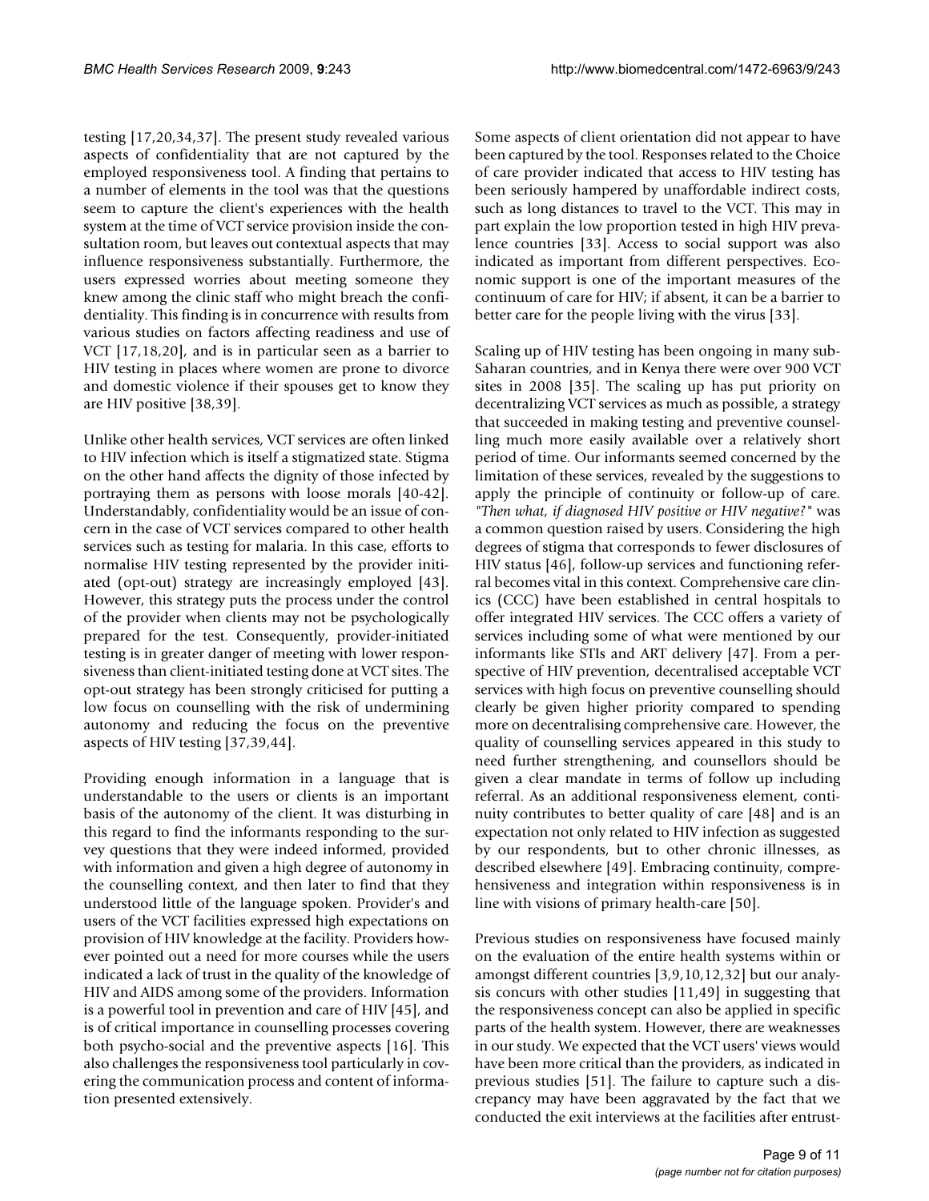testing [17,20,34,37]. The present study revealed various aspects of confidentiality that are not captured by the employed responsiveness tool. A finding that pertains to a number of elements in the tool was that the questions seem to capture the client's experiences with the health system at the time of VCT service provision inside the consultation room, but leaves out contextual aspects that may influence responsiveness substantially. Furthermore, the users expressed worries about meeting someone they knew among the clinic staff who might breach the confidentiality. This finding is in concurrence with results from various studies on factors affecting readiness and use of VCT [17,18,20], and is in particular seen as a barrier to HIV testing in places where women are prone to divorce and domestic violence if their spouses get to know they are HIV positive [38,39].

Unlike other health services, VCT services are often linked to HIV infection which is itself a stigmatized state. Stigma on the other hand affects the dignity of those infected by portraying them as persons with loose morals [40-42]. Understandably, confidentiality would be an issue of concern in the case of VCT services compared to other health services such as testing for malaria. In this case, efforts to normalise HIV testing represented by the provider initiated (opt-out) strategy are increasingly employed [43]. However, this strategy puts the process under the control of the provider when clients may not be psychologically prepared for the test. Consequently, provider-initiated testing is in greater danger of meeting with lower responsiveness than client-initiated testing done at VCT sites. The opt-out strategy has been strongly criticised for putting a low focus on counselling with the risk of undermining autonomy and reducing the focus on the preventive aspects of HIV testing [37,39,44].

Providing enough information in a language that is understandable to the users or clients is an important basis of the autonomy of the client. It was disturbing in this regard to find the informants responding to the survey questions that they were indeed informed, provided with information and given a high degree of autonomy in the counselling context, and then later to find that they understood little of the language spoken. Provider's and users of the VCT facilities expressed high expectations on provision of HIV knowledge at the facility. Providers however pointed out a need for more courses while the users indicated a lack of trust in the quality of the knowledge of HIV and AIDS among some of the providers. Information is a powerful tool in prevention and care of HIV [45], and is of critical importance in counselling processes covering both psycho-social and the preventive aspects [16]. This also challenges the responsiveness tool particularly in covering the communication process and content of information presented extensively.

Some aspects of client orientation did not appear to have been captured by the tool. Responses related to the Choice of care provider indicated that access to HIV testing has been seriously hampered by unaffordable indirect costs, such as long distances to travel to the VCT. This may in part explain the low proportion tested in high HIV prevalence countries [33]. Access to social support was also indicated as important from different perspectives. Economic support is one of the important measures of the continuum of care for HIV; if absent, it can be a barrier to better care for the people living with the virus [33].

Scaling up of HIV testing has been ongoing in many sub-Saharan countries, and in Kenya there were over 900 VCT sites in 2008 [35]. The scaling up has put priority on decentralizing VCT services as much as possible, a strategy that succeeded in making testing and preventive counselling much more easily available over a relatively short period of time. Our informants seemed concerned by the limitation of these services, revealed by the suggestions to apply the principle of continuity or follow-up of care. *"Then what, if diagnosed HIV positive or HIV negative?"* was a common question raised by users. Considering the high degrees of stigma that corresponds to fewer disclosures of HIV status [46], follow-up services and functioning referral becomes vital in this context. Comprehensive care clinics (CCC) have been established in central hospitals to offer integrated HIV services. The CCC offers a variety of services including some of what were mentioned by our informants like STIs and ART delivery [47]. From a perspective of HIV prevention, decentralised acceptable VCT services with high focus on preventive counselling should clearly be given higher priority compared to spending more on decentralising comprehensive care. However, the quality of counselling services appeared in this study to need further strengthening, and counsellors should be given a clear mandate in terms of follow up including referral. As an additional responsiveness element, continuity contributes to better quality of care [48] and is an expectation not only related to HIV infection as suggested by our respondents, but to other chronic illnesses, as described elsewhere [49]. Embracing continuity, comprehensiveness and integration within responsiveness is in line with visions of primary health-care [50].

Previous studies on responsiveness have focused mainly on the evaluation of the entire health systems within or amongst different countries [3,9,10,12,32] but our analysis concurs with other studies [11,49] in suggesting that the responsiveness concept can also be applied in specific parts of the health system. However, there are weaknesses in our study. We expected that the VCT users' views would have been more critical than the providers, as indicated in previous studies [51]. The failure to capture such a discrepancy may have been aggravated by the fact that we conducted the exit interviews at the facilities after entrust-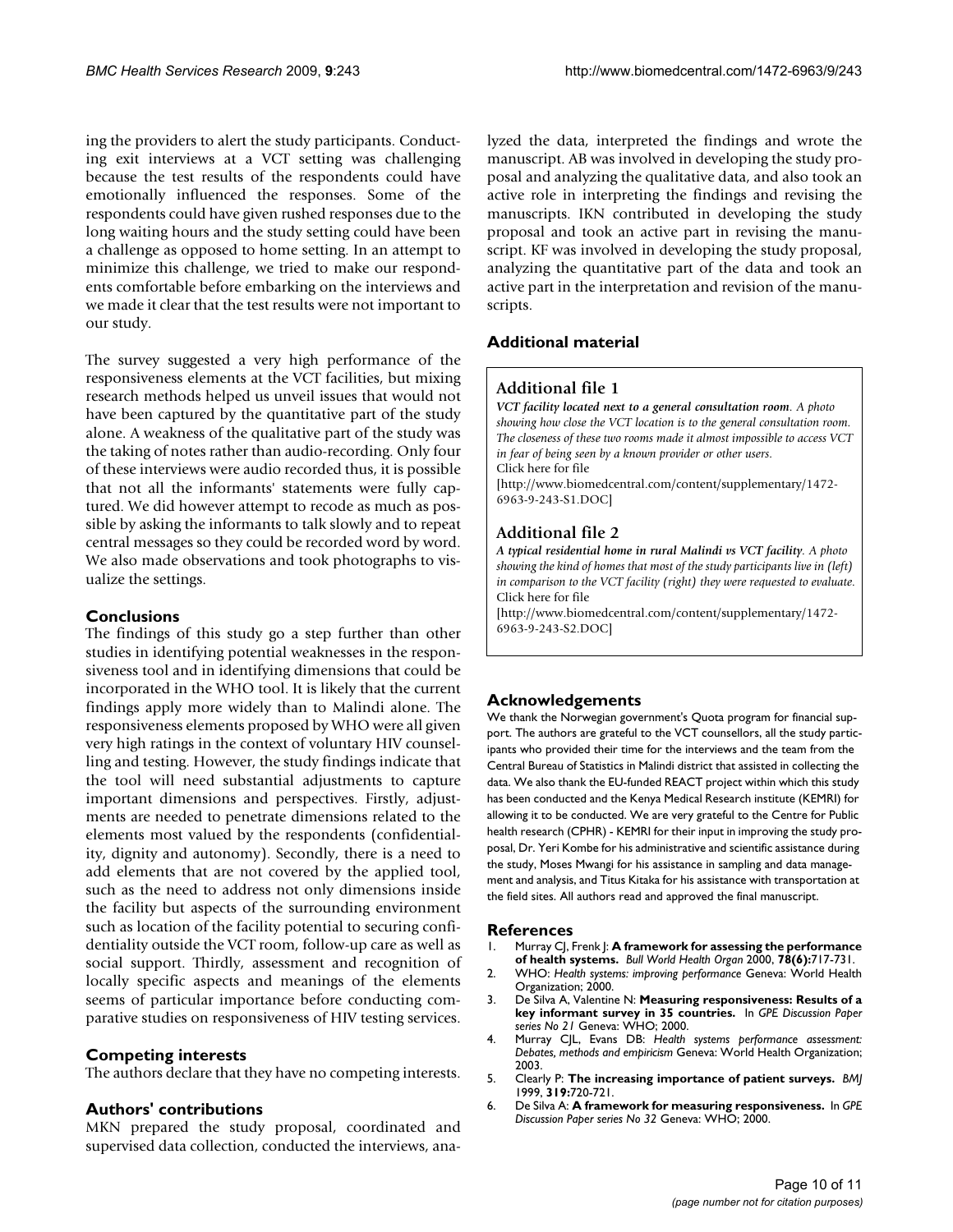ing the providers to alert the study participants. Conducting exit interviews at a VCT setting was challenging because the test results of the respondents could have emotionally influenced the responses. Some of the respondents could have given rushed responses due to the long waiting hours and the study setting could have been a challenge as opposed to home setting. In an attempt to minimize this challenge, we tried to make our respondents comfortable before embarking on the interviews and we made it clear that the test results were not important to our study.

The survey suggested a very high performance of the responsiveness elements at the VCT facilities, but mixing research methods helped us unveil issues that would not have been captured by the quantitative part of the study alone. A weakness of the qualitative part of the study was the taking of notes rather than audio-recording. Only four of these interviews were audio recorded thus, it is possible that not all the informants' statements were fully captured. We did however attempt to recode as much as possible by asking the informants to talk slowly and to repeat central messages so they could be recorded word by word. We also made observations and took photographs to visualize the settings.

## Conclusions

The findings of this study go a step further than other studies in identifying potential weaknesses in the responsiveness tool and in identifying dimensions that could be incorporated in the WHO tool. It is likely that the current findings apply more widely than to Malindi alone. The responsiveness elements proposed by WHO were all given very high ratings in the context of voluntary HIV counselling and testing. However, the study findings indicate that the tool will need substantial adjustments to capture important dimensions and perspectives. Firstly, adjustments are needed to penetrate dimensions related to the elements most valued by the respondents (confidentiality, dignity and autonomy). Secondly, there is a need to add elements that are not covered by the applied tool, such as the need to address not only dimensions inside the facility but aspects of the surrounding environment such as location of the facility potential to securing confidentiality outside the VCT room, follow-up care as well as social support. Thirdly, assessment and recognition of locally specific aspects and meanings of the elements seems of particular importance before conducting comparative studies on responsiveness of HIV testing services.

## Competing interests

The authors declare that they have no competing interests.

## Authors' contributions

MKN prepared the study proposal, coordinated and supervised data collection, conducted the interviews, analyzed the data, interpreted the findings and wrote the manuscript. AB was involved in developing the study proposal and analyzing the qualitative data, and also took an active role in interpreting the findings and revising the manuscripts. IKN contributed in developing the study proposal and took an active part in revising the manuscript. KF was involved in developing the study proposal, analyzing the quantitative part of the data and took an active part in the interpretation and revision of the manuscripts.

## Additional material

### Additional file 1

***VCT facility located next to a general consultation room**. A photo showing how close the VCT location is to the general consultation room. The closeness of these two rooms made it almost impossible to access VCT in fear of being seen by a known provider or other users.*
Click here for file
[http://www.biomedcentral.com/content/supplementary/1472-6963-9-243-S1.DOC]

### Additional file 2

***A typical residential home in rural Malindi vs VCT facility**. A photo showing the kind of homes that most of the study participants live in (left) in comparison to the VCT facility (right) they were requested to evaluate.*
Click here for file
[http://www.biomedcentral.com/content/supplementary/1472-6963-9-243-S2.DOC]

## Acknowledgements

We thank the Norwegian government's Quota program for financial support. The authors are grateful to the VCT counsellors, all the study participants who provided their time for the interviews and the team from the Central Bureau of Statistics in Malindi district that assisted in collecting the data. We also thank the EU-funded REACT project within which this study has been conducted and the Kenya Medical Research institute (KEMRI) for allowing it to be conducted. We are very grateful to the Centre for Public health research (CPHR) - KEMRI for their input in improving the study proposal, Dr. Yeri Kombe for his administrative and scientific assistance during the study, Moses Mwangi for his assistance in sampling and data management and analysis, and Titus Kitaka for his assistance with transportation at the field sites. All authors read and approved the final manuscript.

## References

1. Murray CJ, Frenk J: **A framework for assessing the performance of health systems.** *Bull World Health Organ* 2000, **78(6):**717-731.
2. WHO: *Health systems: improving performance* Geneva: World Health Organization; 2000.
3. De Silva A, Valentine N: **Measuring responsiveness: Results of a key informant survey in 35 countries.** In *GPE Discussion Paper series No 21* Geneva: WHO; 2000.
4. Murray CJL, Evans DB: *Health systems performance assessment: Debates, methods and empiricism* Geneva: World Health Organization; 2003.
5. Clearly P: **The increasing importance of patient surveys.** *BMJ* 1999, **319:**720-721.
6. De Silva A: **A framework for measuring responsiveness.** In *GPE Discussion Paper series No 32* Geneva: WHO; 2000.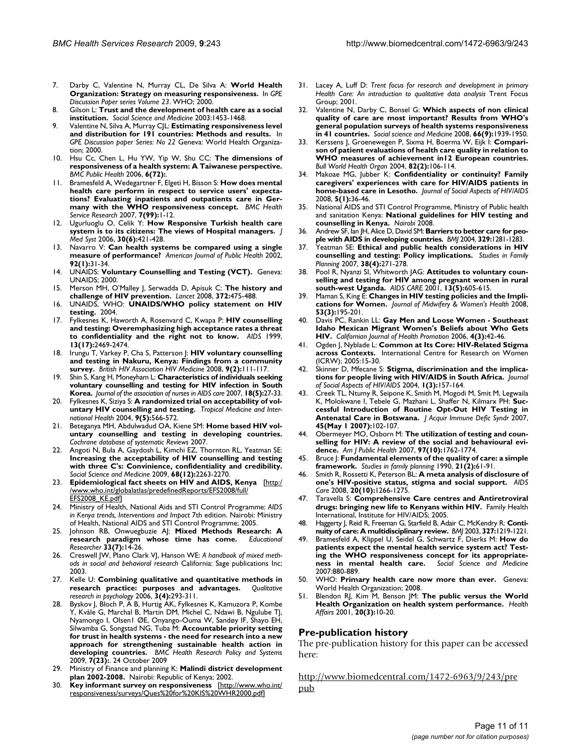7. Darby C, Valentine N, Murray CL, De Silva A: **World Health Organization: Strategy on measuring responsiveness.** In *GPE Discussion Paper series Volume 23*. WHO; 2000.
8. Gilson L: **Trust and the development of health care as a social institution.** *Social Science and Medicine* 2003:1453-1468.
9. Valentine N, Silva A, Murray CJL: **Estimating responsiveness level and distribution for 191 countries: Methods and results.** In *GPE Discussion paper Series: No 22* Geneva: World Health Organization; 2000.
10. Hsu Cc, Chen L, Hu YW, Yip W, Shu CC: **The dimensions of responsiveness of a health system: A Taiwanese perspective.** *BMC Public Health* 2006, **6(72):**.
11. Bramesfeld A, Wedegartner F, Elgeti H, Bisson S: **How does mental health care perform in respect to service users' expectations? Evaluating inpatients and outpatients care in Germany with the WHO responsiveness concept.** *BMC Health Service Research* 2007, **7(99):**1-12.
12. Ugurluoglu O, Celik Y: **How Responsive Turkish health care system is to its citizens: The views of Hospital managers.** *J Med Syst* 2006, **30(6):**421-428.
13. Navarro V: **Can health systems be compared using a single measure of performance?** *American Journal of Public Health* 2002, **92(1):**31-34.
14. UNAIDS: **Voluntary Counselling and Testing (VCT).** Geneva: UNAIDS; 2000.
15. Merson MH, O'Malley J, Serwadda D, Apisuk C: **The history and challenge of HIV prevention.** *Lancet* 2008, **372:**475-488.
16. UNAIDS, WHO: **UNAIDS/WHO policy statement on HIV testing.** 2004.
17. Fylkesnes K, Haworth A, Rosenvard C, Kwapa P: **HIV counselling and testing: Overemphasizing high acceptance rates a threat to confidentiality and the right not to know.** *AIDS* 1999, **13(17):**2469-2474.
18. Irungu T, Varkey P, Cha S, Patterson J: **HIV voluntary counselling and testing in Nakuru, Kenya: Findings from a community survey.** *British HIV Association HIV Medicine* 2008, **9(2):**111-117.
19. Shin S, Kang H, Moneyham L: **Characteristics of individuals seeking voluntary counselling and testing for HIV infection in South Korea.** *Journal of the association of nurses in AIDS care* 2007, **18(5):**27-33.
20. Fylkesnes K, Siziya S: **A randomized trial on acceptability of voluntary HIV counselling and testing.** *Tropical Medicine and International Health* 2004, **9(5):**566-572.
21. Beteganya MH, Abdulwadud OA, Kiene SM: **Home based HIV voluntary counselling and testing in developing countries.** *Cochrane database of systematic Reviews* 2007.
22. Angoti N, Bula A, Gaydosh L, Kimchi EZ, Thornton RL, Yeatman SE: **Increasing the acceptability of HIV counselling and testing with three C's: Convinience, confidentiality and credibility.** *Social Science and Medicine* 2009, **68(12):**2263-2270.
23. **Epidemiological fact sheets on HIV and AIDS, Kenya** [http://www.who.int/globalatlas/predefinedReports/EFS2008/full/EFS2008_KE.pdf]
24. Ministry of Health, National Aids and STI Control Programme: *AIDS in Kenya trends, Interventions and Impact* 7th edition. Nairobi: Ministry of Health, National AIDS and STI Control Programme; 2005.
25. Johnson RB, Onwuegbuzie AJ: **Mixed Methods Research: A research paradigm whose time has come.** *Educational Researcher* **33(7):**14-26.
26. Creswell JW, Plano Clark VJ, Hanson WE: *A handbook of mixed methods in social and behavioral research* California: Sage publications Inc; 2003.
27. Kelle U: **Combining qualitative and quantitative methods in research practice: purposes and advantages.** *Qualitative research in psychology* 2006, **3(4):**293-311.
28. Byskov J, Bloch P, A B, Hurtig AK, Fylkesnes K, Kamuzora P, Kombe Y, Kvåle G, Marchal B, Martin DM, Michel C, Ndawi B, Ngulube TJ, Nyamongo I, Olsen1 ØE, Onyango-Ouma W, Sandøy IF, Shayo EH, Silwamba G, Songstad NG, Tuba M: **Accountable priority setting for trust in health systems - the need for research into a new approach for strengthening sustainable health action in developing countries.** *BMC Health Research Policy and Systems* 2009, **7(23):**. 24 October 2009
29. Ministry of Finance and planning K: **Malindi district development plan 2002-2008.** Nairobi: Republic of Kenya; 2002.
30. **Key informant survey on responsiveness** [http://www.who.int/responsiveness/surveys/Ques%20for%20KIS%20WHR2000.pdf]
31. Lacey A, Luff D: *Trent focus for research and development in primary Health Care: An introduction to qualitative data analysis* Trent Focus Group; 2001.
32. Valentine N, Darby C, Bonsel G: **Which aspects of non clinical quality of care are most important? Results from WHO's general population surveys of health systems responsiveness in 41 countries.** *Social science and Medicine* 2008, **66(9):**1939-1950.
33. Kerssens J, Groenewegen P, Sixma H, Boerma W, Eijk I: **Comparison of patient evaluations of health care quality in relation to WHO measures of achievement in12 European countries.** *Bull World Health Organ* 2004, **82(2):**106-114.
34. Makoae MG, Jubber K: **Confidentiality or continuity? Family caregivers' experiences with care for HIV/AIDS patients in home-based care in Lesotho.** *Journal of Social Aspects of HIV/AIDS* 2008, **5(1):**36-46.
35. National AIDS and STI Control Programme, Ministry of Public health and sanitation Kenya: **National guidelines for HIV testing and counselling in Kenya.** *Nairobi* 2008.
36. Andrew SF, Ian JH, Alice D, David SM: **Barriers to better care for people with AIDS in developing countries.** *BMJ* 2004, **329:**1281-1283.
37. Yeatman SE: **Ethical and public health considerations in HIV counselling and testing: Policy implications.** *Studies in Family Planning* 2007, **38(4):**271-278.
38. Pool R, Nyanzi SI, Whitworth JAG: **Attitudes to voluntary counselling and testing for HIV among pregnant women in rural south-west Uganda.** *AIDS CARE* 2001, **13(5):**605-615.
39. Maman S, King E: **Changes in HIV testing policies and the Implications for Women.** *Journal of Midwifery & Women's Health* 2008, **53(3):**195-201.
40. Davis PC, Rankin LL: **Gay Men and Loose Women - Southeast Idaho Mexican Migrant Women's Beliefs about Who Gets HIV.** *Californian Journal of Health Promotion* 2006, **4(3):**42-46.
41. Ogden J, Nyblade L: **Common at Its Core: HIV-Related Stigma across Contexts.** International Centre for Research on Women (ICRW); 2005:15-30.
42. Skinner D, Mfecane S: **Stigma, discrimination and the implications for people living with HIV/AIDS in South Africa.** *Journal of Social Aspects of HIV/AIDS* 2004, **1(3):**157-164.
43. Creek TL, Ntumy R, Seipone K, Smith M, Mogodi M, Smit M, Legwaila K, Molokwane I, Tebele G, Mazhani L, Shaffer N, Kilmarx PH: **Successful Introduction of Routine Opt-Out HIV Testing in Antenatal Care in Botswana.** *J Acquir Immune Defic Syndr* 2007, **45(May 1 2007):**102-107.
44. Obermeyer MO, Osborn M: **The utilization of testing and counselling for HIV: A review of the social and behavioural evidence.** *Am J Public Health* 2007, **97(10):**1762-1774.
45. Bruce J: **Fundamental elements of the quality of care: a simple framework.** *Studies in family planning* 1990, **21(2):**61-91.
46. Smith R, Rossetti K, Peterson BL: **A meta analysis of disclosure of one's HIV-positive status, stigma and social support.** *AIDS Care* 2008, **20(10):**1266-1275.
47. Taravella S: **Comprehensive Care centres and Antiretroviral drugs: bringing new life to Kenyans within HIV.** Family Health International, Institute for HIV/AIDS; 2005.
48. Haggerty J, Reid R, Freeman G, Starfield B, Adair C, McKendry R: **Continuity of care: A multidisciplinary review.** *BMJ* 2003, **327:**1219-1221.
49. Bramesfeld A, Klippel U, Seidel G, Schwartz F, Dierks M: **How do patients expect the mental health service system act? Testing the WHO responsiveness concept for its appropriateness in mental health care.** *Social Science and Medicine* 2007:880-889.
50. WHO: **Primary health care now more than ever.** Geneva: World Health Organization; 2008.
51. Blendon RJ, Kim M, Benson JM: **The public versus the World Health Organization on health system performance.** *Health Affairs* 2001, **20(3):**10-20.

## Pre-publication history

The pre-publication history for this paper can be accessed here:

http://www.biomedcentral.com/1472-6963/9/243/prepub